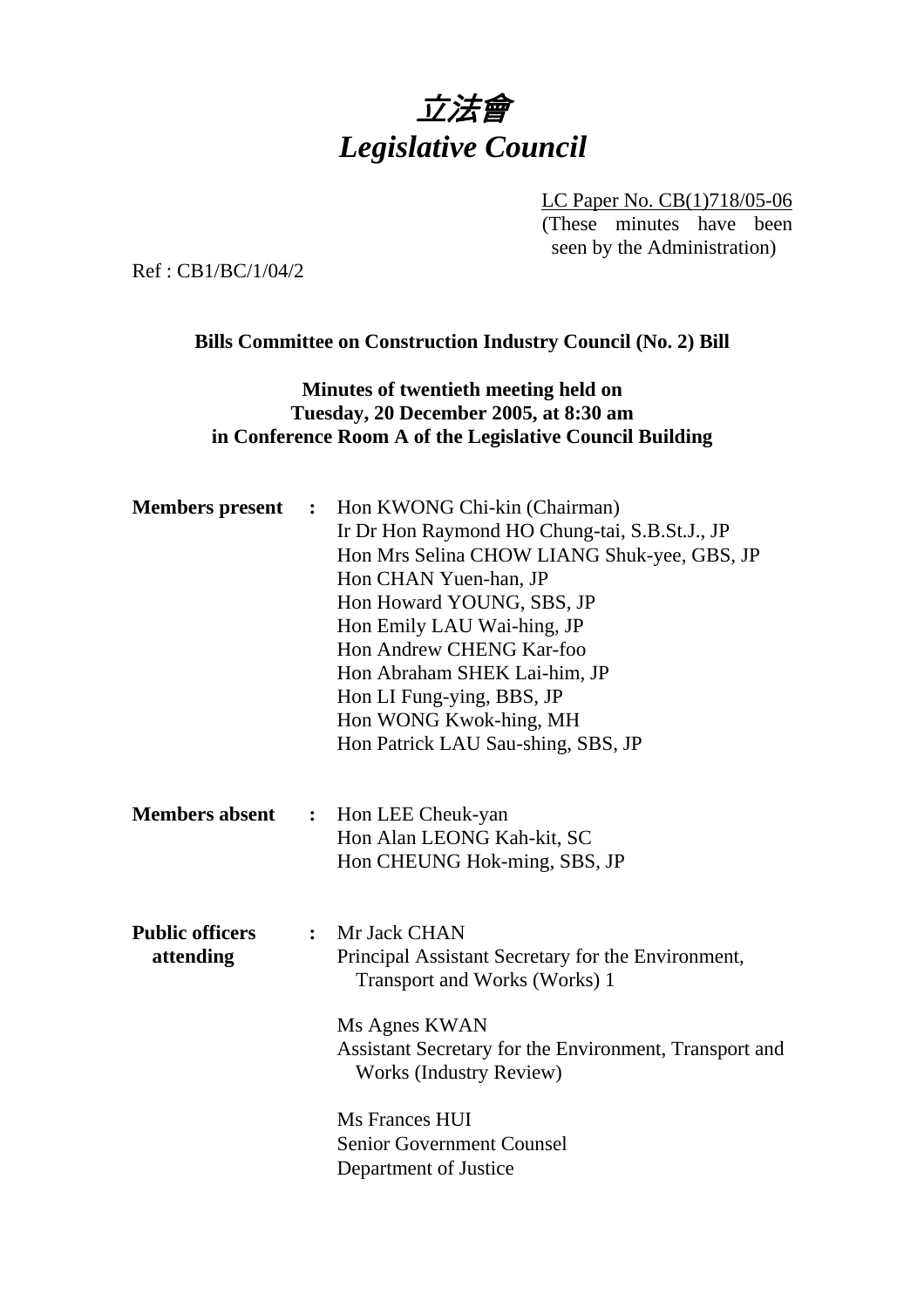# *立法會*
# *Legislative Council*

LC Paper No. CB(1)718/05-06
(These minutes have been seen by the Administration)

Ref : CB1/BC/1/04/2

**Bills Committee on Construction Industry Council (No. 2) Bill**

**Minutes of twentieth meeting held on**
**Tuesday, 20 December 2005, at 8:30 am**
**in Conference Room A of the Legislative Council Building**

**Members present :**
Hon KWONG Chi-kin (Chairman)
Ir Dr Hon Raymond HO Chung-tai, S.B.St.J., JP
Hon Mrs Selina CHOW LIANG Shuk-yee, GBS, JP
Hon CHAN Yuen-han, JP
Hon Howard YOUNG, SBS, JP
Hon Emily LAU Wai-hing, JP
Hon Andrew CHENG Kar-foo
Hon Abraham SHEK Lai-him, JP
Hon LI Fung-ying, BBS, JP
Hon WONG Kwok-hing, MH
Hon Patrick LAU Sau-shing, SBS, JP

**Members absent :**
Hon LEE Cheuk-yan
Hon Alan LEONG Kah-kit, SC
Hon CHEUNG Hok-ming, SBS, JP

**Public officers attending :**
Mr Jack CHAN
Principal Assistant Secretary for the Environment, Transport and Works (Works) 1

Ms Agnes KWAN
Assistant Secretary for the Environment, Transport and Works (Industry Review)

Ms Frances HUI
Senior Government Counsel
Department of Justice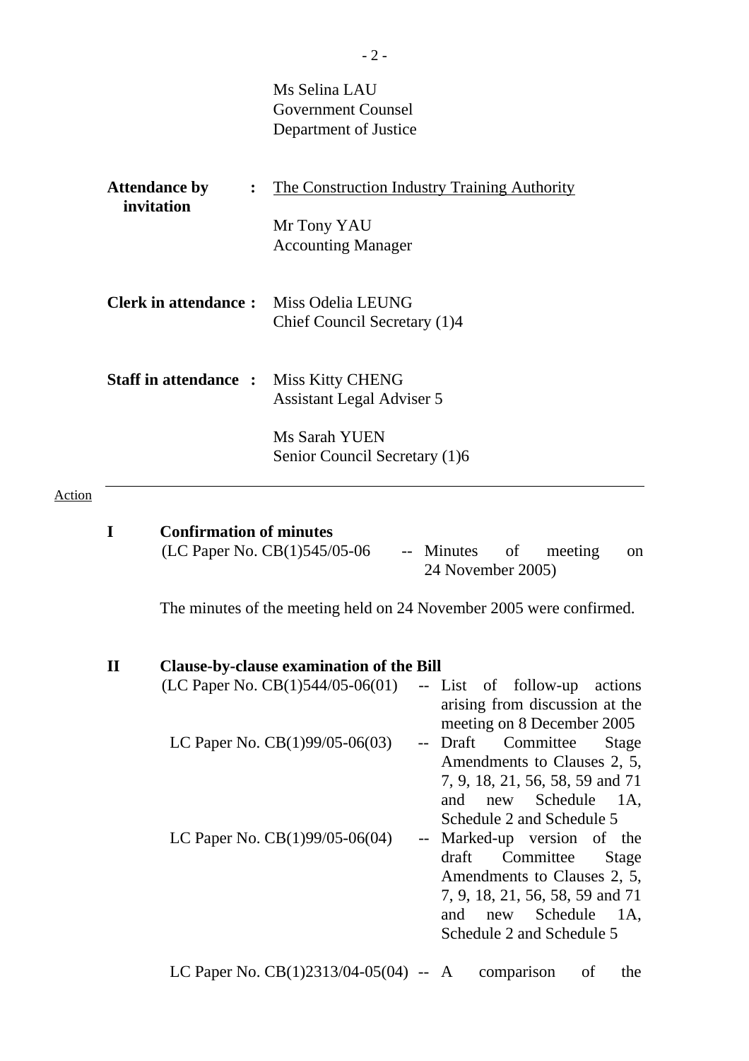Ms Selina LAU
Government Counsel
Department of Justice

**Attendance by invitation** : The Construction Industry Training Authority

Mr Tony YAU
Accounting Manager

**Clerk in attendance :** Miss Odelia LEUNG
Chief Council Secretary (1)4

**Staff in attendance :** Miss Kitty CHENG
Assistant Legal Adviser 5

Ms Sarah YUEN
Senior Council Secretary (1)6

---

Action

## I Confirmation of minutes

(LC Paper No. CB(1)545/05-06 -- Minutes of meeting on 24 November 2005)

The minutes of the meeting held on 24 November 2005 were confirmed.

## II Clause-by-clause examination of the Bill

(LC Paper No. CB(1)544/05-06(01) -- List of follow-up actions arising from discussion at the meeting on 8 December 2005

LC Paper No. CB(1)99/05-06(03) -- Draft Committee Stage Amendments to Clauses 2, 5, 7, 9, 18, 21, 56, 58, 59 and 71 and new Schedule 1A, Schedule 2 and Schedule 5

LC Paper No. CB(1)99/05-06(04) -- Marked-up version of the draft Committee Stage Amendments to Clauses 2, 5, 7, 9, 18, 21, 56, 58, 59 and 71 and new Schedule 1A, Schedule 2 and Schedule 5

LC Paper No. CB(1)2313/04-05(04) -- A comparison of the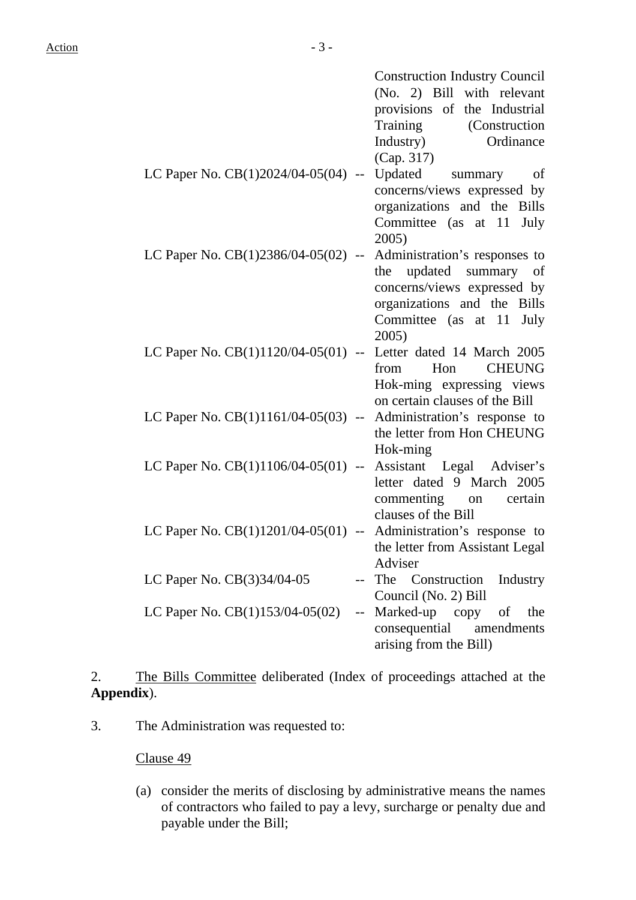| | |
|---|---|
| | Construction Industry Council (No. 2) Bill with relevant provisions of the Industrial Training (Construction Industry) Ordinance (Cap. 317) |
| LC Paper No. CB(1)2024/04-05(04) | -- Updated summary of concerns/views expressed by organizations and the Bills Committee (as at 11 July 2005) |
| LC Paper No. CB(1)2386/04-05(02) | -- Administration's responses to the updated summary of concerns/views expressed by organizations and the Bills Committee (as at 11 July 2005) |
| LC Paper No. CB(1)1120/04-05(01) | -- Letter dated 14 March 2005 from Hon CHEUNG Hok-ming expressing views on certain clauses of the Bill |
| LC Paper No. CB(1)1161/04-05(03) | -- Administration's response to the letter from Hon CHEUNG Hok-ming |
| LC Paper No. CB(1)1106/04-05(01) | -- Assistant Legal Adviser's letter dated 9 March 2005 commenting on certain clauses of the Bill |
| LC Paper No. CB(1)1201/04-05(01) | -- Administration's response to the letter from Assistant Legal Adviser |
| LC Paper No. CB(3)34/04-05 | -- The Construction Industry Council (No. 2) Bill |
| LC Paper No. CB(1)153/04-05(02) | -- Marked-up copy of the consequential amendments arising from the Bill) |

2. The Bills Committee deliberated (Index of proceedings attached at the **Appendix**).

3. The Administration was requested to:

Clause 49

(a) consider the merits of disclosing by administrative means the names of contractors who failed to pay a levy, surcharge or penalty due and payable under the Bill;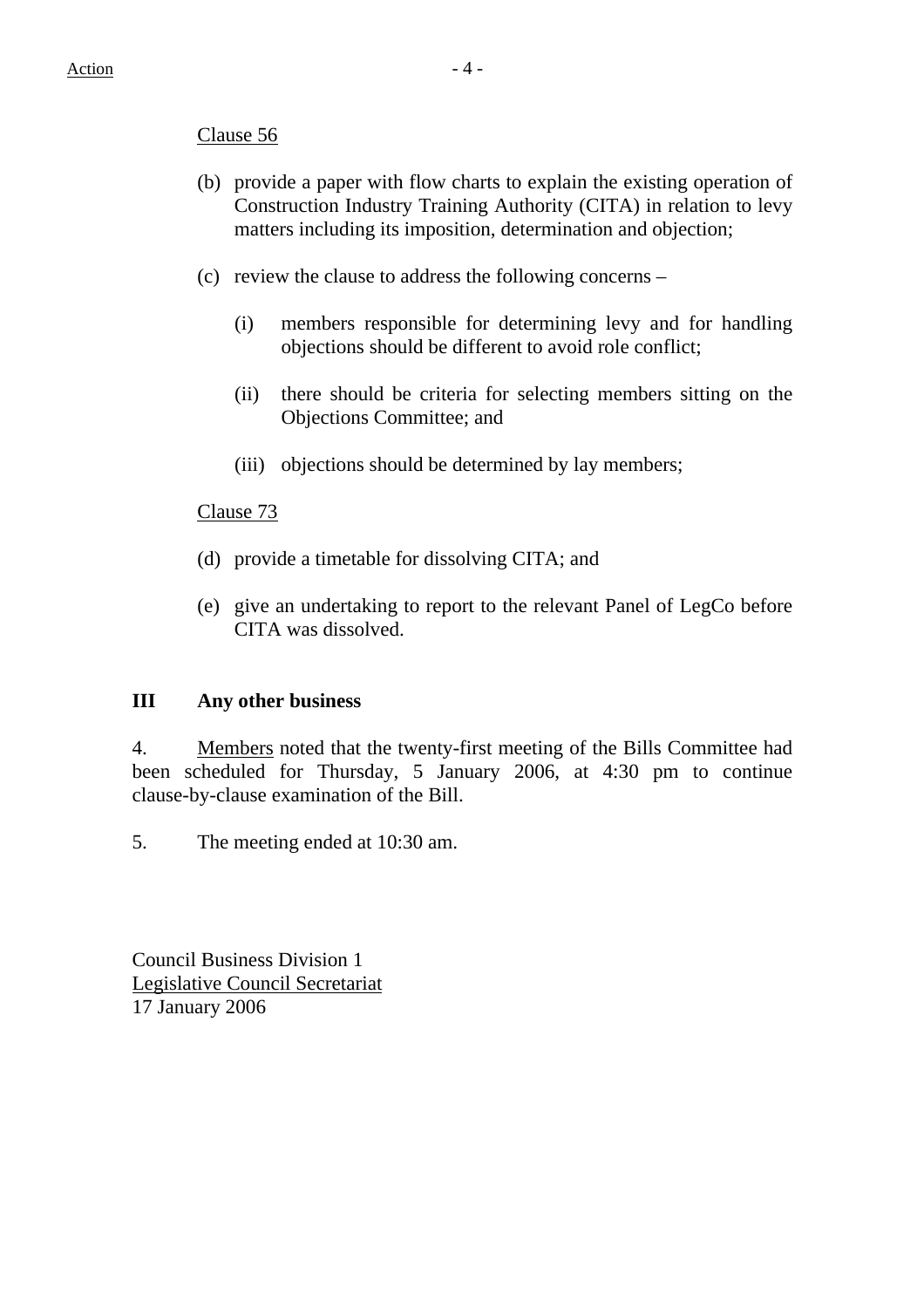Clause 56

(b) provide a paper with flow charts to explain the existing operation of Construction Industry Training Authority (CITA) in relation to levy matters including its imposition, determination and objection;

(c) review the clause to address the following concerns –

    (i) members responsible for determining levy and for handling objections should be different to avoid role conflict;

    (ii) there should be criteria for selecting members sitting on the Objections Committee; and

    (iii) objections should be determined by lay members;

Clause 73

(d) provide a timetable for dissolving CITA; and

(e) give an undertaking to report to the relevant Panel of LegCo before CITA was dissolved.

## III Any other business

4. Members noted that the twenty-first meeting of the Bills Committee had been scheduled for Thursday, 5 January 2006, at 4:30 pm to continue clause-by-clause examination of the Bill.

5. The meeting ended at 10:30 am.

Council Business Division 1
Legislative Council Secretariat
17 January 2006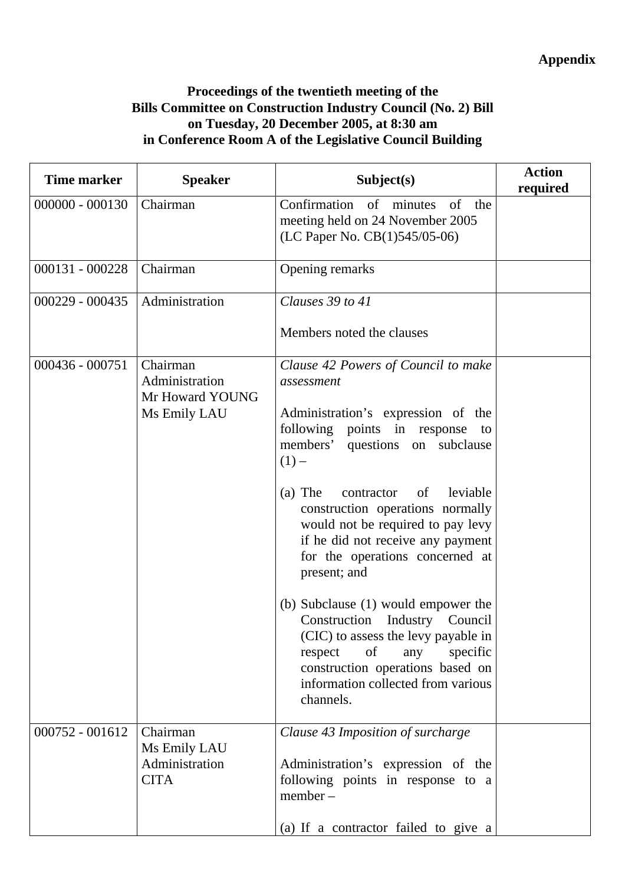**Appendix**

**Proceedings of the twentieth meeting of the Bills Committee on Construction Industry Council (No. 2) Bill on Tuesday, 20 December 2005, at 8:30 am in Conference Room A of the Legislative Council Building**

| Time marker | Speaker | Subject(s) | Action required |
|---|---|---|---|
| 000000 - 000130 | Chairman | Confirmation of minutes of the meeting held on 24 November 2005 (LC Paper No. CB(1)545/05-06) | |
| 000131 - 000228 | Chairman | Opening remarks | |
| 000229 - 000435 | Administration | *Clauses 39 to 41*<br><br>Members noted the clauses | |
| 000436 - 000751 | Chairman<br>Administration<br>Mr Howard YOUNG<br>Ms Emily LAU | *Clause 42 Powers of Council to make assessment*<br><br>Administration's expression of the following points in response to members' questions on subclause (1) –<br><br>(a) The contractor of leviable construction operations normally would not be required to pay levy if he did not receive any payment for the operations concerned at present; and<br><br>(b) Subclause (1) would empower the Construction Industry Council (CIC) to assess the levy payable in respect of any specific construction operations based on information collected from various channels. | |
| 000752 - 001612 | Chairman<br>Ms Emily LAU<br>Administration<br>CITA | *Clause 43 Imposition of surcharge*<br><br>Administration's expression of the following points in response to a member –<br><br>(a) If a contractor failed to give a | |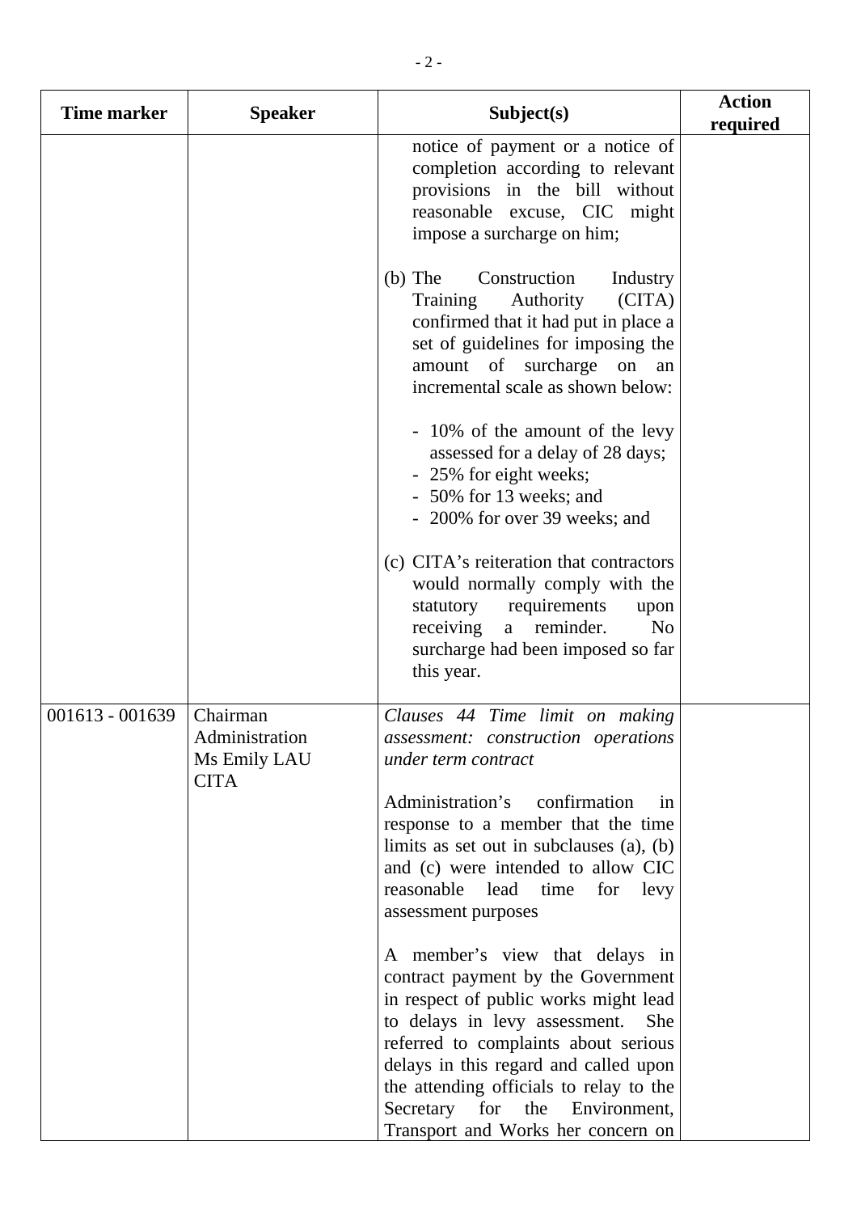| Time marker | Speaker | Subject(s) | Action required |
|---|---|---|---|
| | | notice of payment or a notice of completion according to relevant provisions in the bill without reasonable excuse, CIC might impose a surcharge on him;<br><br>(b) The Construction Industry Training Authority (CITA) confirmed that it had put in place a set of guidelines for imposing the amount of surcharge on an incremental scale as shown below:<br><br>- 10% of the amount of the levy assessed for a delay of 28 days;<br>- 25% for eight weeks;<br>- 50% for 13 weeks; and<br>- 200% for over 39 weeks; and<br><br>(c) CITA's reiteration that contractors would normally comply with the statutory requirements upon receiving a reminder. No surcharge had been imposed so far this year. | |
| 001613 - 001639 | Chairman<br>Administration<br>Ms Emily LAU<br>CITA | *Clauses 44 Time limit on making assessment: construction operations under term contract*<br><br>Administration's confirmation in response to a member that the time limits as set out in subclauses (a), (b) and (c) were intended to allow CIC reasonable lead time for levy assessment purposes<br><br>A member's view that delays in contract payment by the Government in respect of public works might lead to delays in levy assessment. She referred to complaints about serious delays in this regard and called upon the attending officials to relay to the Secretary for the Environment, Transport and Works her concern on | |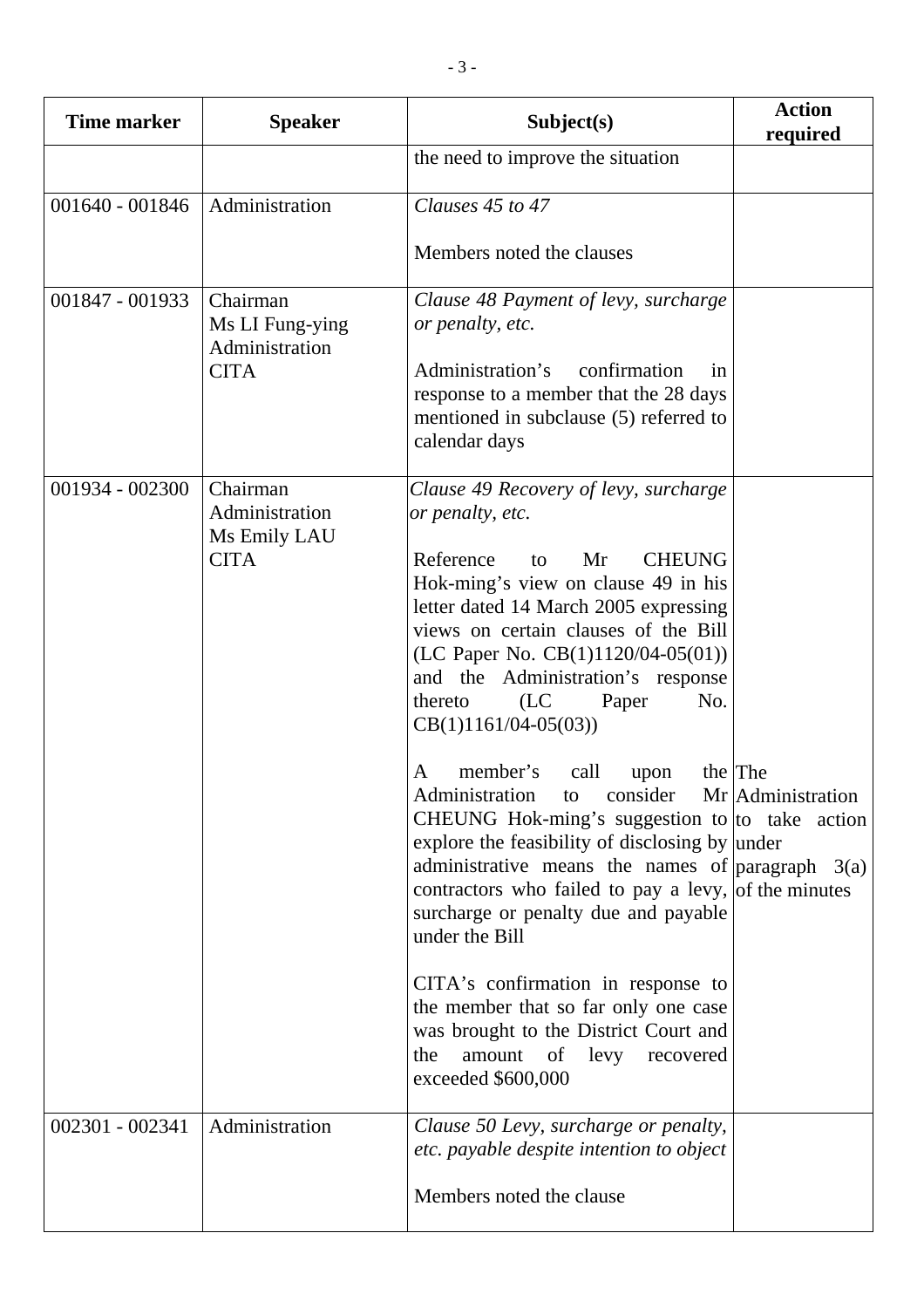| Time marker | Speaker | Subject(s) | Action required |
|---|---|---|---|
| | | the need to improve the situation | |
| 001640 - 001846 | Administration | *Clauses 45 to 47*<br><br>Members noted the clauses | |
| 001847 - 001933 | Chairman<br>Ms LI Fung-ying<br>Administration<br>CITA | *Clause 48 Payment of levy, surcharge or penalty, etc.*<br><br>Administration's confirmation in response to a member that the 28 days mentioned in subclause (5) referred to calendar days | |
| 001934 - 002300 | Chairman<br>Administration<br>Ms Emily LAU<br>CITA | *Clause 49 Recovery of levy, surcharge or penalty, etc.*<br><br>Reference to Mr CHEUNG Hok-ming's view on clause 49 in his letter dated 14 March 2005 expressing views on certain clauses of the Bill (LC Paper No. CB(1)1120/04-05(01)) and the Administration's response thereto (LC Paper No. CB(1)1161/04-05(03))<br><br>A member's call upon the Administration to consider Mr CHEUNG Hok-ming's suggestion to explore the feasibility of disclosing by administrative means the names of contractors who failed to pay a levy, surcharge or penalty due and payable under the Bill<br><br>CITA's confirmation in response to the member that so far only one case was brought to the District Court and the amount of levy recovered exceeded $600,000 | The Administration to take action under paragraph 3(a) of the minutes |
| 002301 - 002341 | Administration | *Clause 50 Levy, surcharge or penalty, etc. payable despite intention to object*<br><br>Members noted the clause | |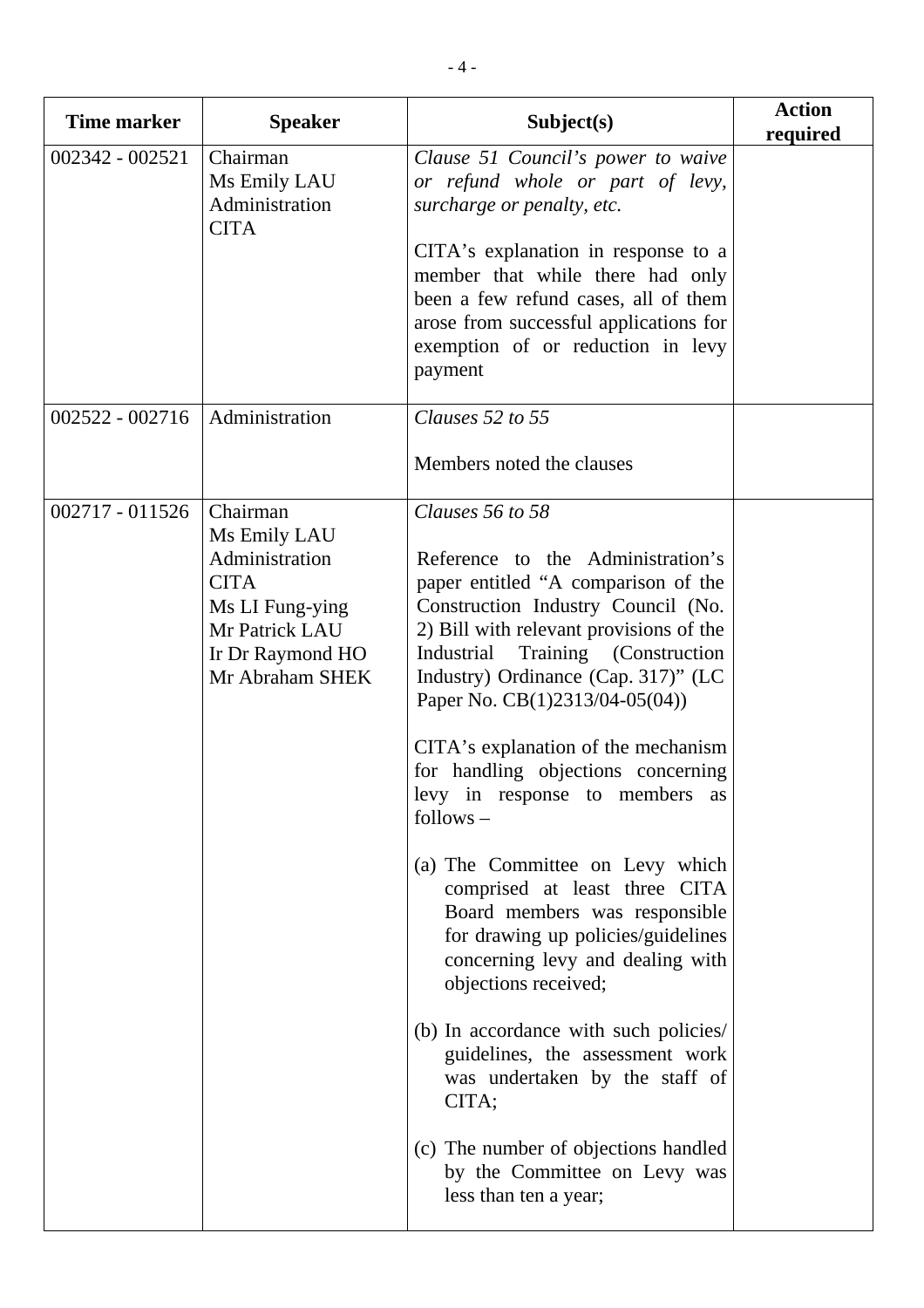| Time marker | Speaker | Subject(s) | Action required |
|---|---|---|---|
| 002342 - 002521 | Chairman<br>Ms Emily LAU<br>Administration<br>CITA | *Clause 51 Council's power to waive or refund whole or part of levy, surcharge or penalty, etc.*<br><br>CITA's explanation in response to a member that while there had only been a few refund cases, all of them arose from successful applications for exemption of or reduction in levy payment | |
| 002522 - 002716 | Administration | *Clauses 52 to 55*<br><br>Members noted the clauses | |
| 002717 - 011526 | Chairman<br>Ms Emily LAU<br>Administration<br>CITA<br>Ms LI Fung-ying<br>Mr Patrick LAU<br>Ir Dr Raymond HO<br>Mr Abraham SHEK | *Clauses 56 to 58*<br><br>Reference to the Administration's paper entitled "A comparison of the Construction Industry Council (No. 2) Bill with relevant provisions of the Industrial Training (Construction Industry) Ordinance (Cap. 317)" (LC Paper No. CB(1)2313/04-05(04))<br><br>CITA's explanation of the mechanism for handling objections concerning levy in response to members as follows –<br><br>(a) The Committee on Levy which comprised at least three CITA Board members was responsible for drawing up policies/guidelines concerning levy and dealing with objections received;<br><br>(b) In accordance with such policies/ guidelines, the assessment work was undertaken by the staff of CITA;<br><br>(c) The number of objections handled by the Committee on Levy was less than ten a year; | |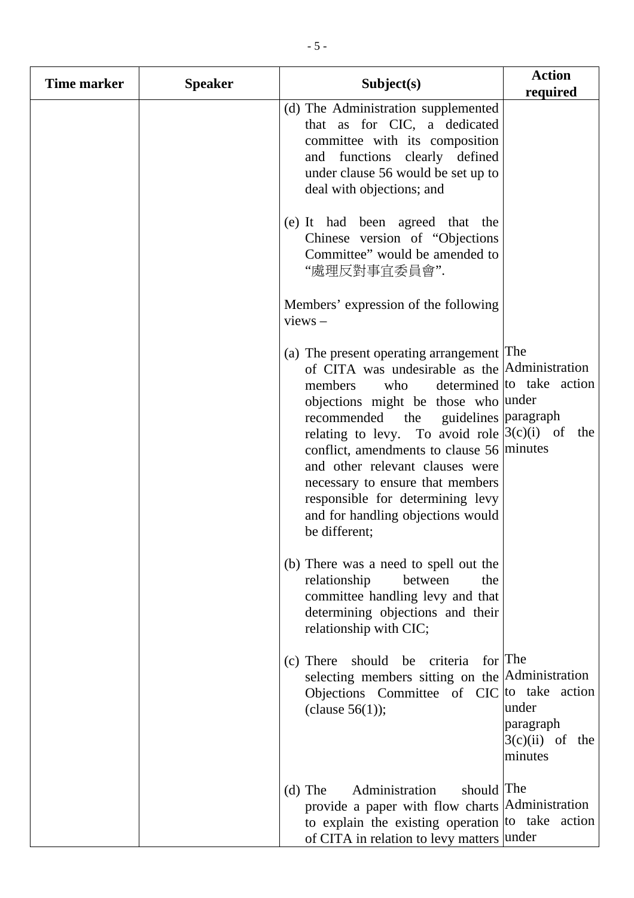| Time marker | Speaker | Subject(s) | Action required |
|---|---|---|---|
| | | (d) The Administration supplemented that as for CIC, a dedicated committee with its composition and functions clearly defined under clause 56 would be set up to deal with objections; and | |
| | | (e) It had been agreed that the Chinese version of "Objections Committee" would be amended to "處理反對事宜委員會". | |
| | | Members' expression of the following views – | |
| | | (a) The present operating arrangement of CITA was undesirable as the members who determined objections might be those who recommended the guidelines relating to levy. To avoid role conflict, amendments to clause 56 and other relevant clauses were necessary to ensure that members responsible for determining levy and for handling objections would be different; | The Administration to take action under paragraph 3(c)(i) of the minutes |
| | | (b) There was a need to spell out the relationship between the committee handling levy and that determining objections and their relationship with CIC; | |
| | | (c) There should be criteria for selecting members sitting on the Objections Committee of CIC (clause 56(1)); | The Administration to take action under paragraph 3(c)(ii) of the minutes |
| | | (d) The Administration should provide a paper with flow charts to explain the existing operation of CITA in relation to levy matters | The Administration to take action under |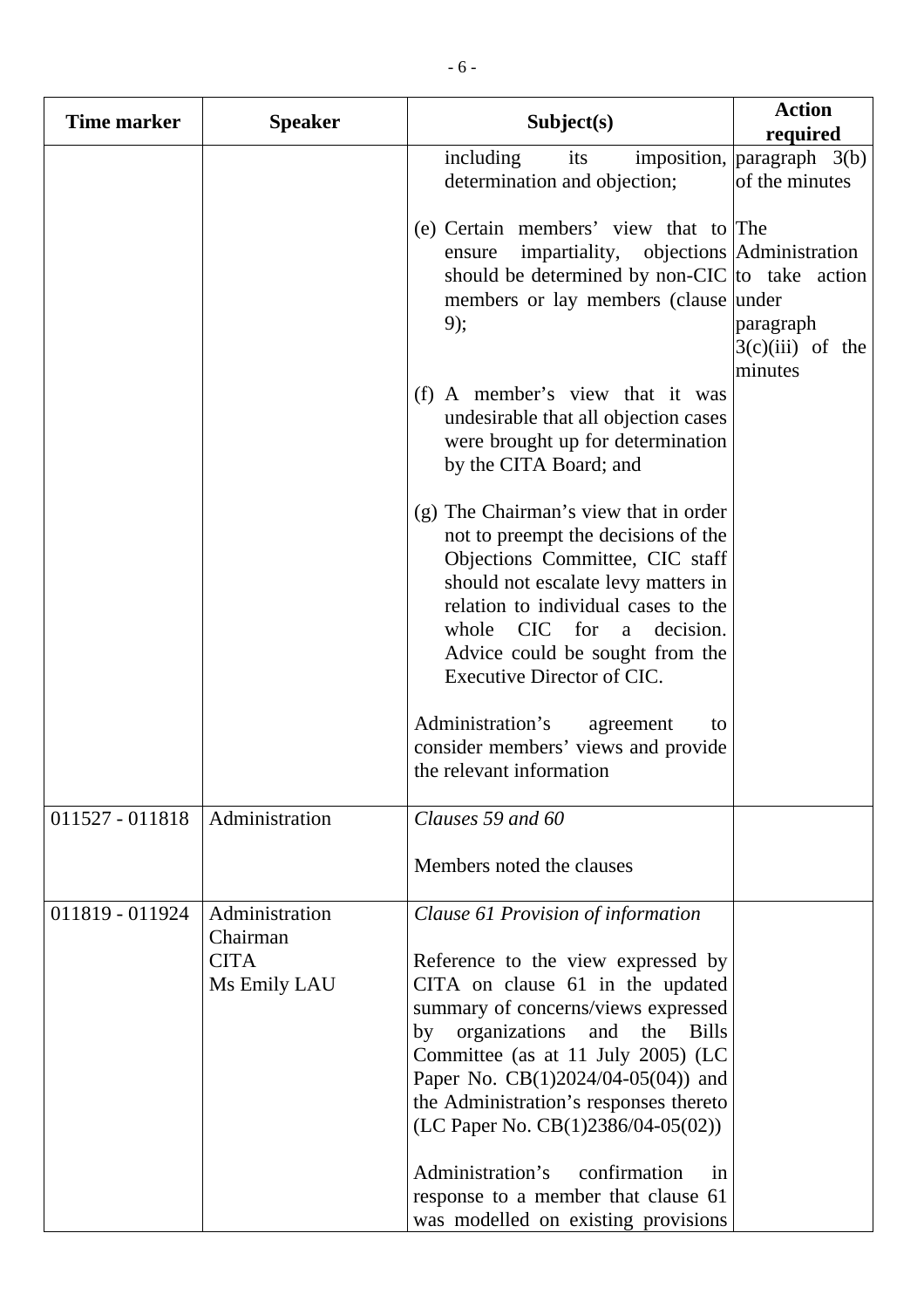| Time marker | Speaker | Subject(s) | Action required |
|---|---|---|---|
| | | including its imposition, determination and objection; | paragraph 3(b) of the minutes |
| | | (e) Certain members' view that to ensure impartiality, objections should be determined by non-CIC members or lay members (clause 9); | The Administration to take action under paragraph 3(c)(iii) of the minutes |
| | | (f) A member's view that it was undesirable that all objection cases were brought up for determination by the CITA Board; and | |
| | | (g) The Chairman's view that in order not to preempt the decisions of the Objections Committee, CIC staff should not escalate levy matters in relation to individual cases to the whole CIC for a decision. Advice could be sought from the Executive Director of CIC. | |
| | | Administration's agreement to consider members' views and provide the relevant information | |
| 011527 - 011818 | Administration | *Clauses 59 and 60*<br><br>Members noted the clauses | |
| 011819 - 011924 | Administration<br>Chairman<br>CITA<br>Ms Emily LAU | *Clause 61 Provision of information*<br><br>Reference to the view expressed by CITA on clause 61 in the updated summary of concerns/views expressed by organizations and the Bills Committee (as at 11 July 2005) (LC Paper No. CB(1)2024/04-05(04)) and the Administration's responses thereto (LC Paper No. CB(1)2386/04-05(02))<br><br>Administration's confirmation in response to a member that clause 61 was modelled on existing provisions | |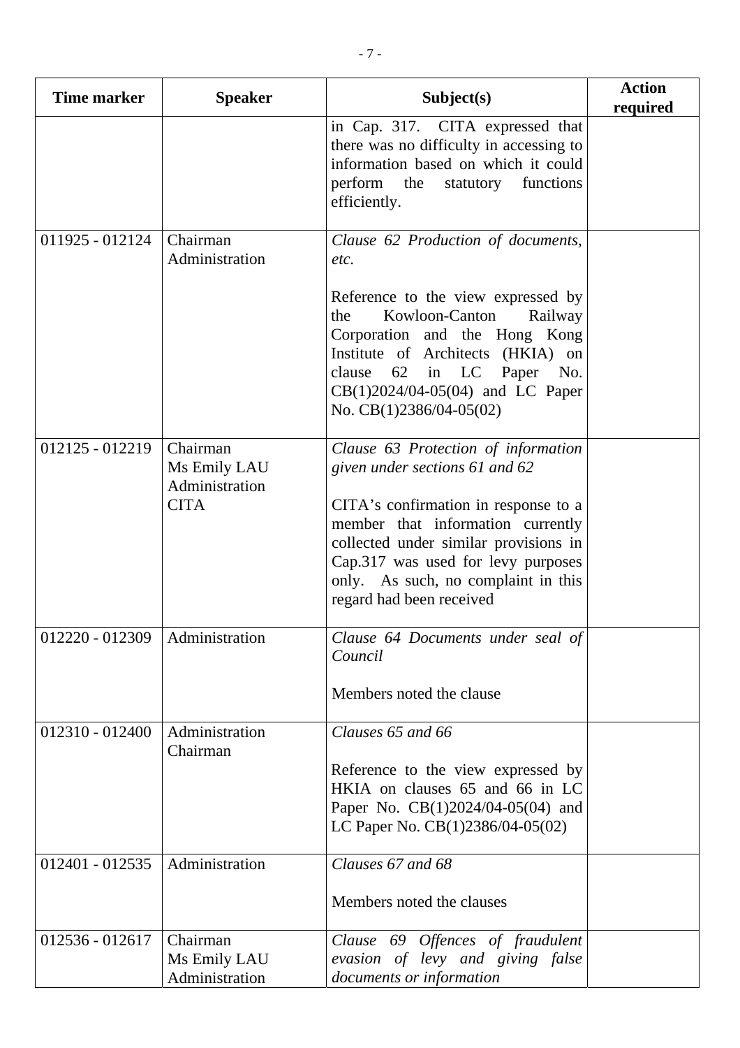| Time marker | Speaker | Subject(s) | Action required |
|---|---|---|---|
| | | in Cap. 317. CITA expressed that there was no difficulty in accessing to information based on which it could perform the statutory functions efficiently. | |
| 011925 - 012124 | Chairman<br>Administration | *Clause 62 Production of documents, etc.*<br><br>Reference to the view expressed by the Kowloon-Canton Railway Corporation and the Hong Kong Institute of Architects (HKIA) on clause 62 in LC Paper No. CB(1)2024/04-05(04) and LC Paper No. CB(1)2386/04-05(02) | |
| 012125 - 012219 | Chairman<br>Ms Emily LAU<br>Administration<br>CITA | *Clause 63 Protection of information given under sections 61 and 62*<br><br>CITA's confirmation in response to a member that information currently collected under similar provisions in Cap.317 was used for levy purposes only. As such, no complaint in this regard had been received | |
| 012220 - 012309 | Administration | *Clause 64 Documents under seal of Council*<br><br>Members noted the clause | |
| 012310 - 012400 | Administration<br>Chairman | *Clauses 65 and 66*<br><br>Reference to the view expressed by HKIA on clauses 65 and 66 in LC Paper No. CB(1)2024/04-05(04) and LC Paper No. CB(1)2386/04-05(02) | |
| 012401 - 012535 | Administration | *Clauses 67 and 68*<br><br>Members noted the clauses | |
| 012536 - 012617 | Chairman<br>Ms Emily LAU<br>Administration | *Clause 69 Offences of fraudulent evasion of levy and giving false documents or information* | |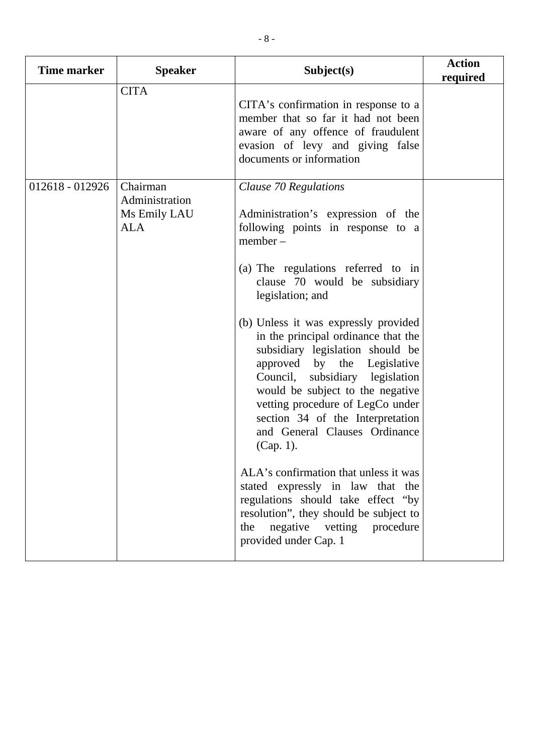| Time marker | Speaker | Subject(s) | Action required |
|---|---|---|---|
| | CITA | CITA's confirmation in response to a member that so far it had not been aware of any offence of fraudulent evasion of levy and giving false documents or information | |
| 012618 - 012926 | Chairman<br>Administration<br>Ms Emily LAU<br>ALA | *Clause 70 Regulations*<br><br>Administration's expression of the following points in response to a member –<br><br>(a) The regulations referred to in clause 70 would be subsidiary legislation; and<br><br>(b) Unless it was expressly provided in the principal ordinance that the subsidiary legislation should be approved by the Legislative Council, subsidiary legislation would be subject to the negative vetting procedure of LegCo under section 34 of the Interpretation and General Clauses Ordinance (Cap. 1).<br><br>ALA's confirmation that unless it was stated expressly in law that the regulations should take effect "by resolution", they should be subject to the negative vetting procedure provided under Cap. 1 | |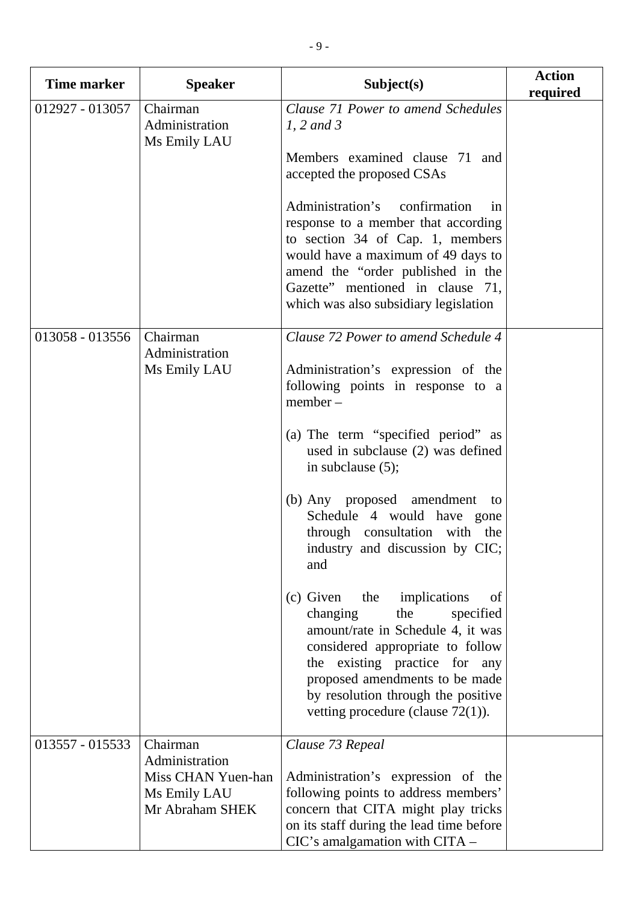| Time marker | Speaker | Subject(s) | Action required |
|---|---|---|---|
| 012927 - 013057 | Chairman<br>Administration<br>Ms Emily LAU | *Clause 71 Power to amend Schedules 1, 2 and 3*<br><br>Members examined clause 71 and accepted the proposed CSAs<br><br>Administration's confirmation in response to a member that according to section 34 of Cap. 1, members would have a maximum of 49 days to amend the "order published in the Gazette" mentioned in clause 71, which was also subsidiary legislation | |
| 013058 - 013556 | Chairman<br>Administration<br>Ms Emily LAU | *Clause 72 Power to amend Schedule 4*<br><br>Administration's expression of the following points in response to a member –<br><br>(a) The term "specified period" as used in subclause (2) was defined in subclause (5);<br><br>(b) Any proposed amendment to Schedule 4 would have gone through consultation with the industry and discussion by CIC; and<br><br>(c) Given the implications of changing the specified amount/rate in Schedule 4, it was considered appropriate to follow the existing practice for any proposed amendments to be made by resolution through the positive vetting procedure (clause 72(1)). | |
| 013557 - 015533 | Chairman<br>Administration<br>Miss CHAN Yuen-han<br>Ms Emily LAU<br>Mr Abraham SHEK | *Clause 73 Repeal*<br><br>Administration's expression of the following points to address members' concern that CITA might play tricks on its staff during the lead time before CIC's amalgamation with CITA – | |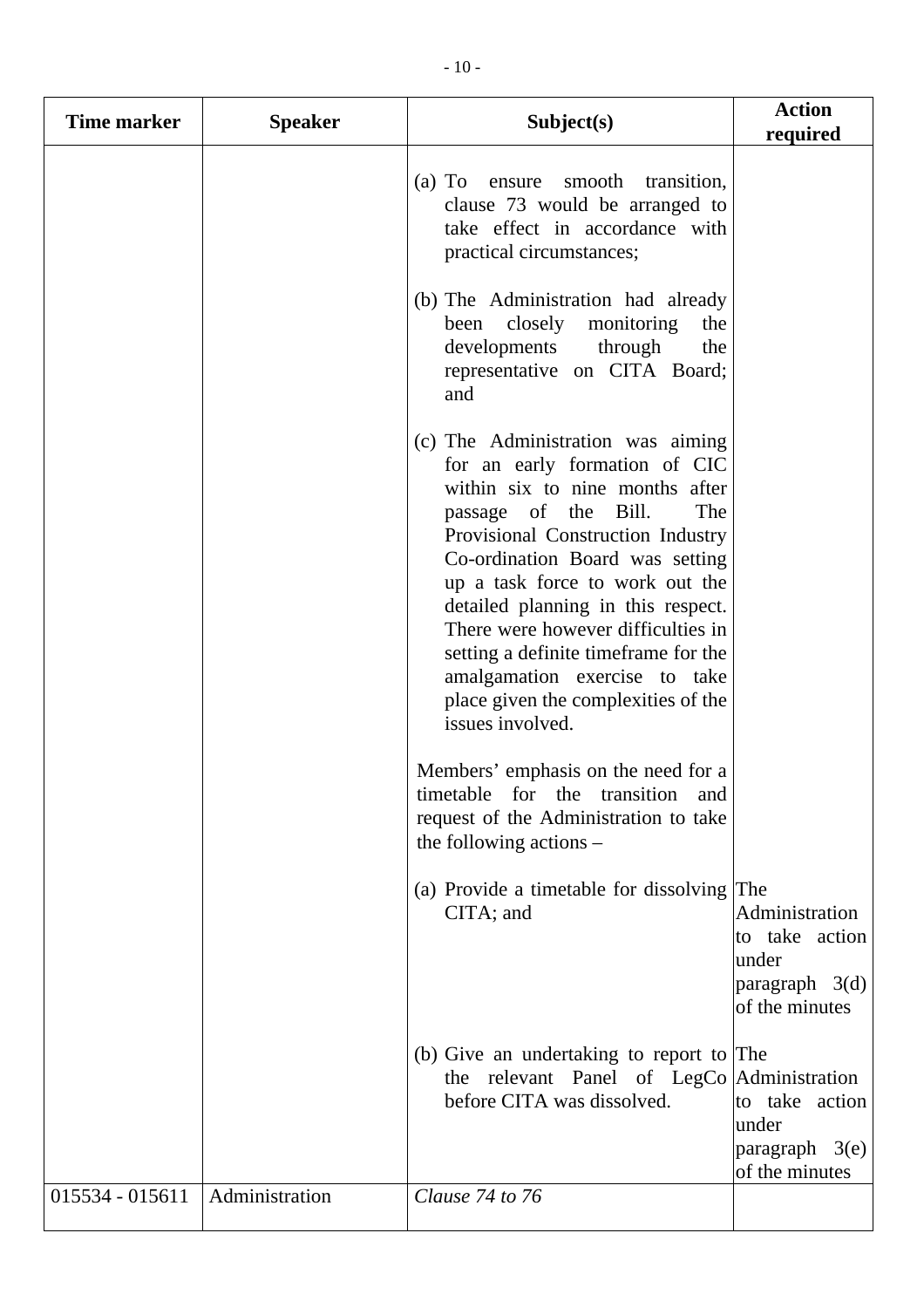| Time marker | Speaker | Subject(s) | Action required |
|---|---|---|---|
| | | (a) To ensure smooth transition, clause 73 would be arranged to take effect in accordance with practical circumstances;<br><br>(b) The Administration had already been closely monitoring the developments through the representative on CITA Board; and<br><br>(c) The Administration was aiming for an early formation of CIC within six to nine months after passage of the Bill. The Provisional Construction Industry Co-ordination Board was setting up a task force to work out the detailed planning in this respect. There were however difficulties in setting a definite timeframe for the amalgamation exercise to take place given the complexities of the issues involved.<br><br>Members' emphasis on the need for a timetable for the transition and request of the Administration to take the following actions – | |
| | | (a) Provide a timetable for dissolving CITA; and | The Administration to take action under paragraph 3(d) of the minutes |
| | | (b) Give an undertaking to report to the relevant Panel of LegCo before CITA was dissolved. | The Administration to take action under paragraph 3(e) of the minutes |
| 015534 - 015611 | Administration | *Clause 74 to 76* | |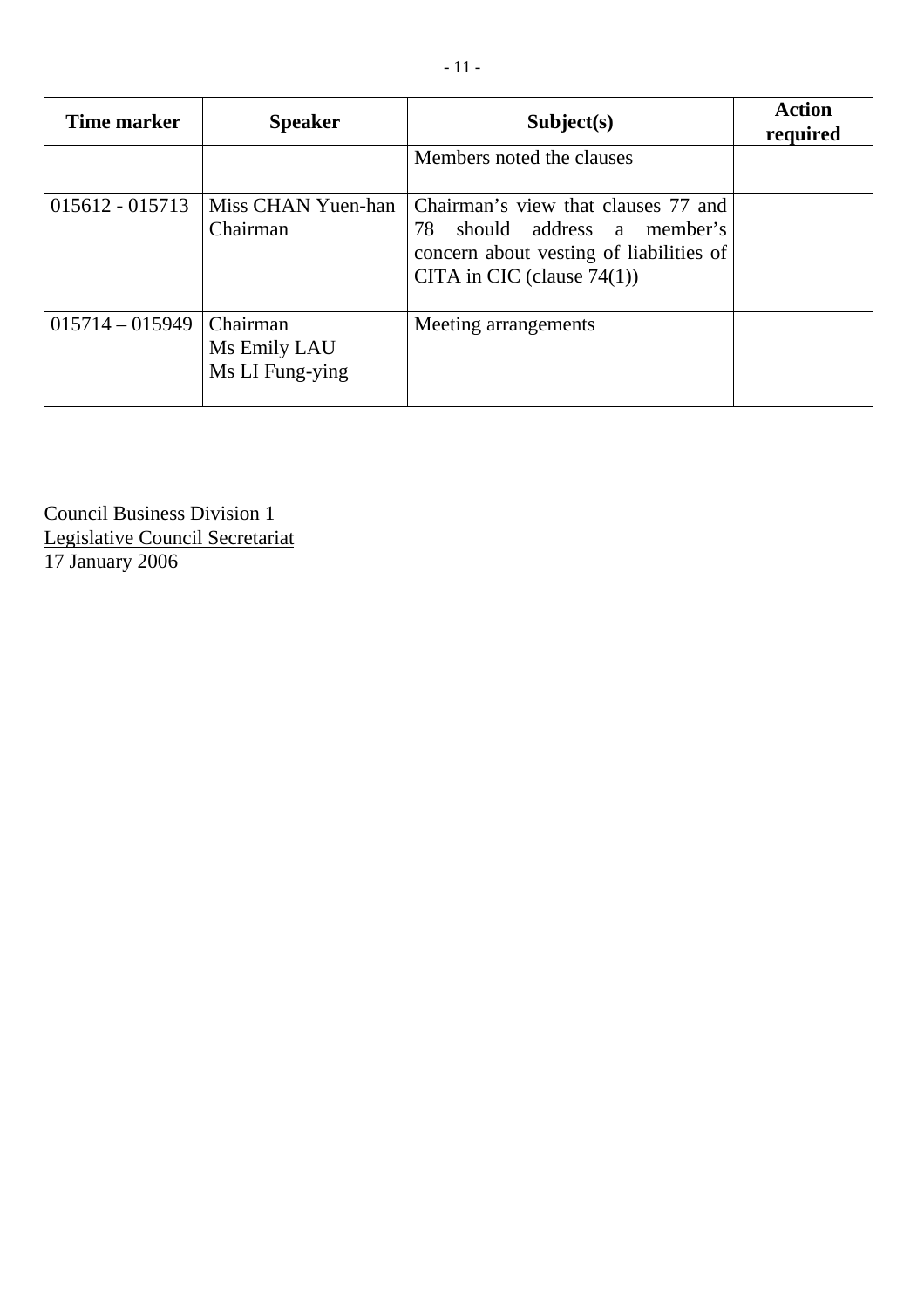| Time marker | Speaker | Subject(s) | Action required |
|---|---|---|---|
| | | Members noted the clauses | |
| 015612 - 015713 | Miss CHAN Yuen-han<br>Chairman | Chairman's view that clauses 77 and 78 should address a member's concern about vesting of liabilities of CITA in CIC (clause 74(1)) | |
| 015714 – 015949 | Chairman<br>Ms Emily LAU<br>Ms LI Fung-ying | Meeting arrangements | |

Council Business Division 1
Legislative Council Secretariat
17 January 2006